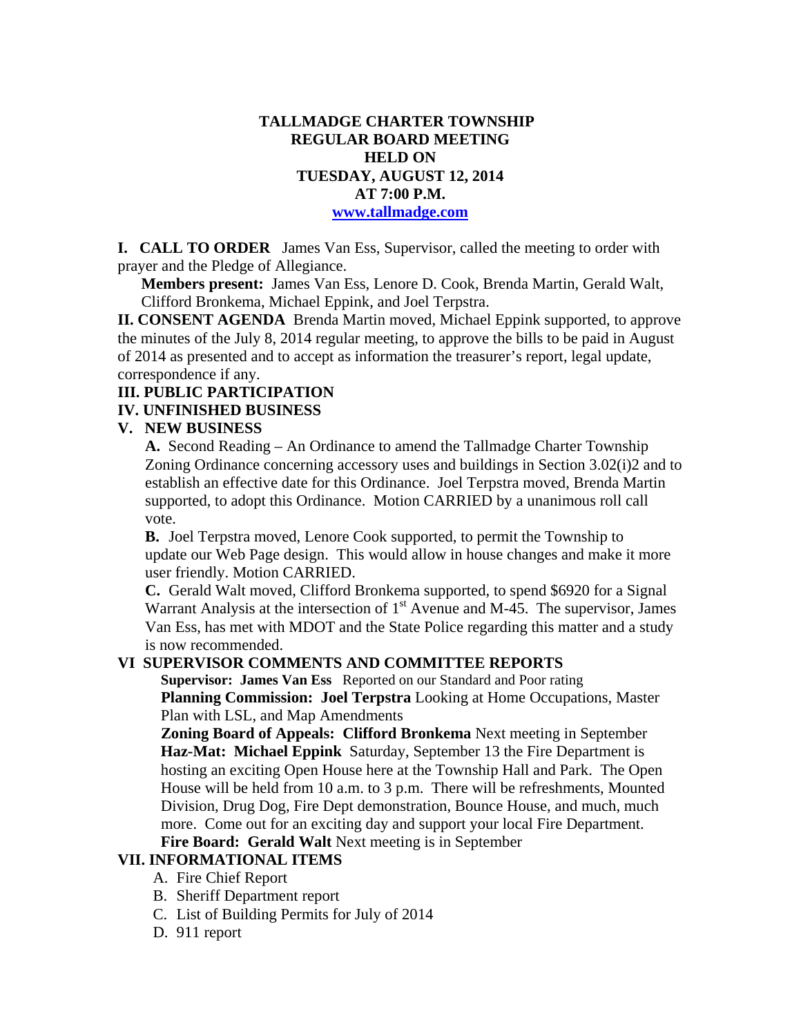# TALLMADGE CHARTER TOWNSHIP
# REGULAR BOARD MEETING
# HELD ON
# TUESDAY, AUGUST 12, 2014
# AT 7:00 P.M.

www.tallmadge.com

**I. CALL TO ORDER** James Van Ess, Supervisor, called the meeting to order with prayer and the Pledge of Allegiance.

**Members present:** James Van Ess, Lenore D. Cook, Brenda Martin, Gerald Walt, Clifford Bronkema, Michael Eppink, and Joel Terpstra.

**II. CONSENT AGENDA** Brenda Martin moved, Michael Eppink supported, to approve the minutes of the July 8, 2014 regular meeting, to approve the bills to be paid in August of 2014 as presented and to accept as information the treasurer's report, legal update, correspondence if any.

**III. PUBLIC PARTICIPATION**

**IV. UNFINISHED BUSINESS**

**V. NEW BUSINESS**

**A.** Second Reading – An Ordinance to amend the Tallmadge Charter Township Zoning Ordinance concerning accessory uses and buildings in Section 3.02(i)2 and to establish an effective date for this Ordinance. Joel Terpstra moved, Brenda Martin supported, to adopt this Ordinance. Motion CARRIED by a unanimous roll call vote.

**B.** Joel Terpstra moved, Lenore Cook supported, to permit the Township to update our Web Page design. This would allow in house changes and make it more user friendly. Motion CARRIED.

**C.** Gerald Walt moved, Clifford Bronkema supported, to spend $6920 for a Signal Warrant Analysis at the intersection of 1st Avenue and M-45. The supervisor, James Van Ess, has met with MDOT and the State Police regarding this matter and a study is now recommended.

**VI SUPERVISOR COMMENTS AND COMMITTEE REPORTS**

**Supervisor: James Van Ess** Reported on our Standard and Poor rating

**Planning Commission: Joel Terpstra** Looking at Home Occupations, Master Plan with LSL, and Map Amendments

**Zoning Board of Appeals: Clifford Bronkema** Next meeting in September

**Haz-Mat: Michael Eppink** Saturday, September 13 the Fire Department is hosting an exciting Open House here at the Township Hall and Park. The Open House will be held from 10 a.m. to 3 p.m. There will be refreshments, Mounted Division, Drug Dog, Fire Dept demonstration, Bounce House, and much, much more. Come out for an exciting day and support your local Fire Department.

**Fire Board: Gerald Walt** Next meeting is in September

**VII. INFORMATIONAL ITEMS**

A. Fire Chief Report
B. Sheriff Department report
C. List of Building Permits for July of 2014
D. 911 report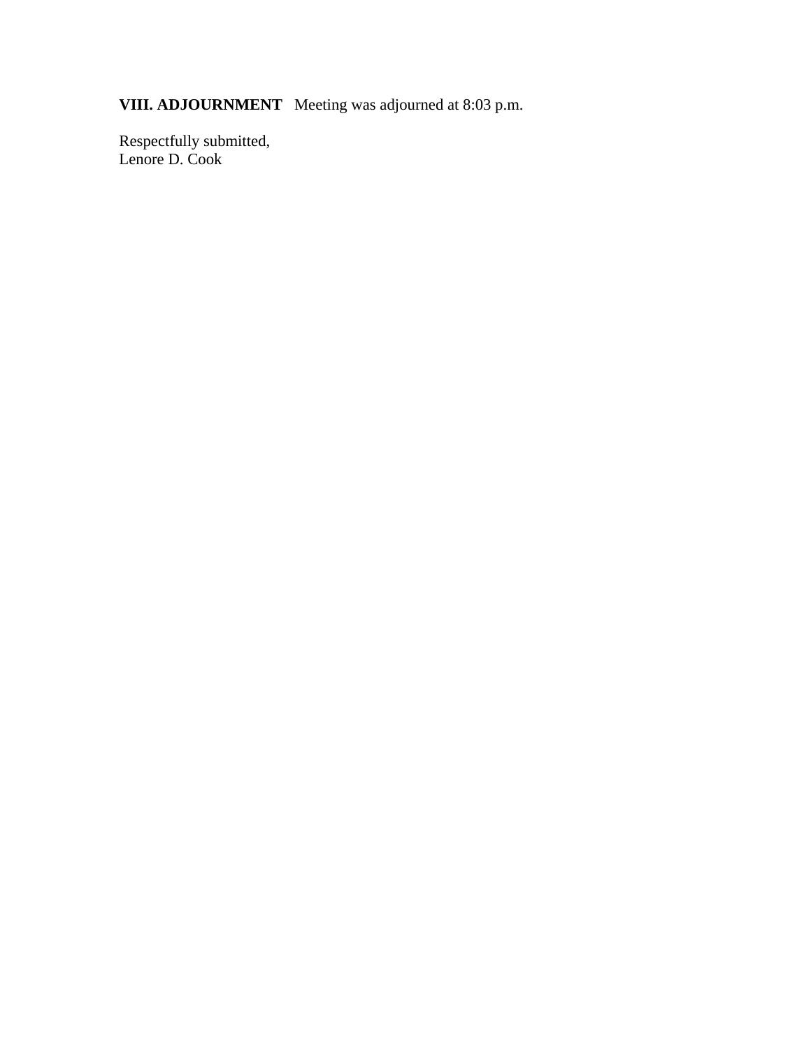**VIII. ADJOURNMENT** Meeting was adjourned at 8:03 p.m.

Respectfully submitted,
Lenore D. Cook